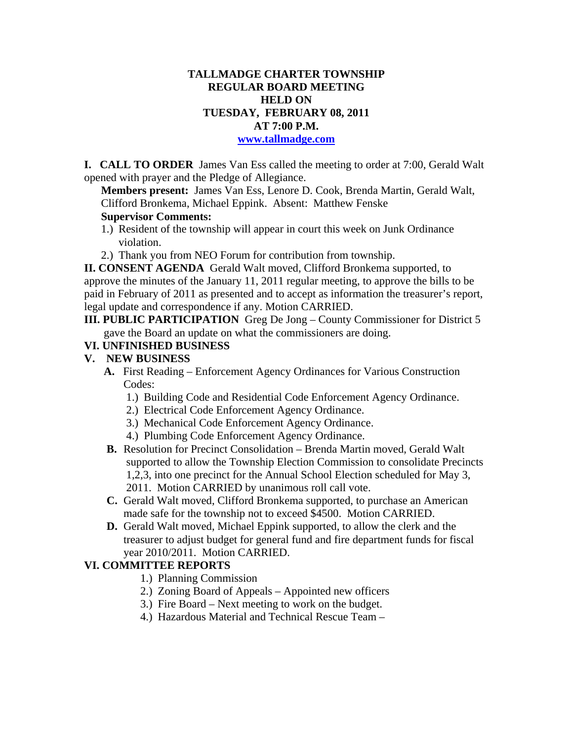# TALLMADGE CHARTER TOWNSHIP
## REGULAR BOARD MEETING
## HELD ON
## TUESDAY, FEBRUARY 08, 2011
## AT 7:00 P.M.

www.tallmadge.com

**I. CALL TO ORDER** James Van Ess called the meeting to order at 7:00, Gerald Walt opened with prayer and the Pledge of Allegiance.

**Members present:** James Van Ess, Lenore D. Cook, Brenda Martin, Gerald Walt, Clifford Bronkema, Michael Eppink. Absent: Matthew Fenske

**Supervisor Comments:**

1.) Resident of the township will appear in court this week on Junk Ordinance violation.

2.) Thank you from NEO Forum for contribution from township.

**II. CONSENT AGENDA** Gerald Walt moved, Clifford Bronkema supported, to approve the minutes of the January 11, 2011 regular meeting, to approve the bills to be paid in February of 2011 as presented and to accept as information the treasurer's report, legal update and correspondence if any. Motion CARRIED.

**III. PUBLIC PARTICIPATION** Greg De Jong – County Commissioner for District 5 gave the Board an update on what the commissioners are doing.

**VI. UNFINISHED BUSINESS**

**V. NEW BUSINESS**

**A.** First Reading – Enforcement Agency Ordinances for Various Construction Codes:

1.) Building Code and Residential Code Enforcement Agency Ordinance.

2.) Electrical Code Enforcement Agency Ordinance.

3.) Mechanical Code Enforcement Agency Ordinance.

4.) Plumbing Code Enforcement Agency Ordinance.

**B.** Resolution for Precinct Consolidation – Brenda Martin moved, Gerald Walt supported to allow the Township Election Commission to consolidate Precincts 1,2,3, into one precinct for the Annual School Election scheduled for May 3, 2011. Motion CARRIED by unanimous roll call vote.

**C.** Gerald Walt moved, Clifford Bronkema supported, to purchase an American made safe for the township not to exceed $4500. Motion CARRIED.

**D.** Gerald Walt moved, Michael Eppink supported, to allow the clerk and the treasurer to adjust budget for general fund and fire department funds for fiscal year 2010/2011. Motion CARRIED.

**VI. COMMITTEE REPORTS**

1.) Planning Commission

2.) Zoning Board of Appeals – Appointed new officers

3.) Fire Board – Next meeting to work on the budget.

4.) Hazardous Material and Technical Rescue Team –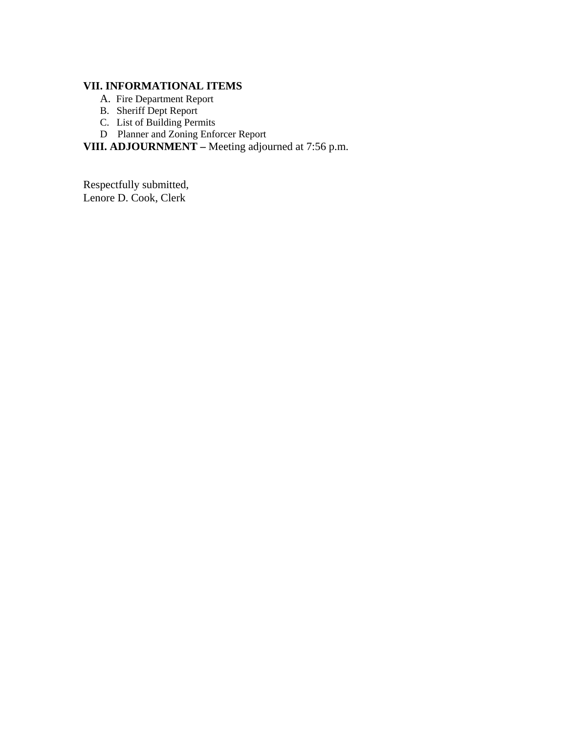**VII. INFORMATIONAL ITEMS**

A. Fire Department Report
B. Sheriff Dept Report
C. List of Building Permits
D Planner and Zoning Enforcer Report

**VIII. ADJOURNMENT –** Meeting adjourned at 7:56 p.m.

Respectfully submitted,
Lenore D. Cook, Clerk